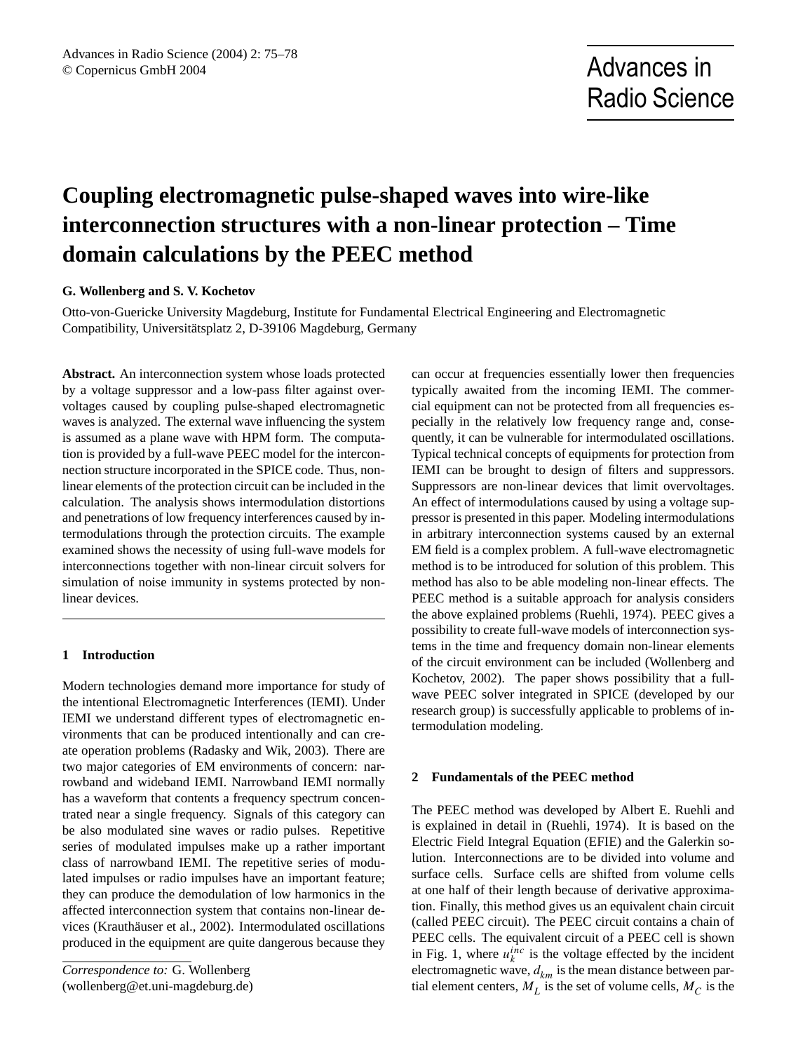# Coupling electromagnetic pulse-shaped waves into wire-like interconnection structures with a non-linear protection – Time domain calculations by the PEEC method

**G. Wollenberg and S. V. Kochetov**

Otto-von-Guericke University Magdeburg, Institute for Fundamental Electrical Engineering and Electromagnetic Compatibility, Universitätsplatz 2, D-39106 Magdeburg, Germany

**Abstract.** An interconnection system whose loads protected by a voltage suppressor and a low-pass filter against overvoltages caused by coupling pulse-shaped electromagnetic waves is analyzed. The external wave influencing the system is assumed as a plane wave with HPM form. The computation is provided by a full-wave PEEC model for the interconnection structure incorporated in the SPICE code. Thus, non-linear elements of the protection circuit can be included in the calculation. The analysis shows intermodulation distortions and penetrations of low frequency interferences caused by intermodulations through the protection circuits. The example examined shows the necessity of using full-wave models for interconnections together with non-linear circuit solvers for simulation of noise immunity in systems protected by non-linear devices.

## 1 Introduction

Modern technologies demand more importance for study of the intentional Electromagnetic Interferences (IEMI). Under IEMI we understand different types of electromagnetic environments that can be produced intentionally and can create operation problems (Radasky and Wik, 2003). There are two major categories of EM environments of concern: narrowband and wideband IEMI. Narrowband IEMI normally has a waveform that contents a frequency spectrum concentrated near a single frequency. Signals of this category can be also modulated sine waves or radio pulses. Repetitive series of modulated impulses make up a rather important class of narrowband IEMI. The repetitive series of modulated impulses or radio impulses have an important feature; they can produce the demodulation of low harmonics in the affected interconnection system that contains non-linear devices (Krauthäuser et al., 2002). Intermodulated oscillations produced in the equipment are quite dangerous because they can occur at frequencies essentially lower then frequencies typically awaited from the incoming IEMI. The commercial equipment can not be protected from all frequencies especially in the relatively low frequency range and, consequently, it can be vulnerable for intermodulated oscillations. Typical technical concepts of equipments for protection from IEMI can be brought to design of filters and suppressors. Suppressors are non-linear devices that limit overvoltages. An effect of intermodulations caused by using a voltage suppressor is presented in this paper. Modeling intermodulations in arbitrary interconnection systems caused by an external EM field is a complex problem. A full-wave electromagnetic method is to be introduced for solution of this problem. This method has also to be able modeling non-linear effects. The PEEC method is a suitable approach for analysis considers the above explained problems (Ruehli, 1974). PEEC gives a possibility to create full-wave models of interconnection systems in the time and frequency domain non-linear elements of the circuit environment can be included (Wollenberg and Kochetov, 2002). The paper shows possibility that a full-wave PEEC solver integrated in SPICE (developed by our research group) is successfully applicable to problems of intermodulation modeling.

## 2 Fundamentals of the PEEC method

The PEEC method was developed by Albert E. Ruehli and is explained in detail in (Ruehli, 1974). It is based on the Electric Field Integral Equation (EFIE) and the Galerkin solution. Interconnections are to be divided into volume and surface cells. Surface cells are shifted from volume cells at one half of their length because of derivative approximation. Finally, this method gives us an equivalent chain circuit (called PEEC circuit). The PEEC circuit contains a chain of PEEC cells. The equivalent circuit of a PEEC cell is shown in Fig. 1, where $u_k^{inc}$ is the voltage effected by the incident electromagnetic wave, $d_{km}$ is the mean distance between partial element centers, $M_L$ is the set of volume cells, $M_C$ is the

*Correspondence to:* G. Wollenberg (wollenberg@et.uni-magdeburg.de)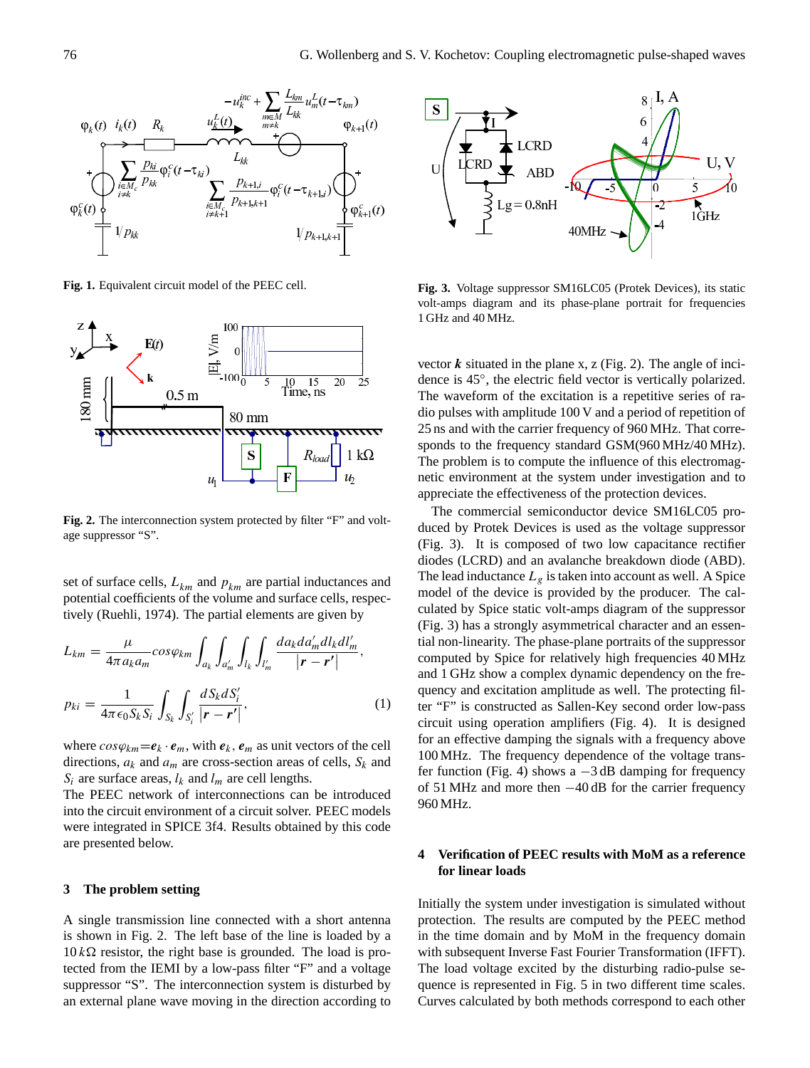**Fig. 1.** Equivalent circuit model of the PEEC cell.

**Fig. 2.** The interconnection system protected by filter “F” and voltage suppressor “S”.

set of surface cells, $L_{km}$ and $p_{km}$ are partial inductances and potential coefficients of the volume and surface cells, respectively (Ruehli, 1974). The partial elements are given by

$$L_{km} = \frac{\mu}{4\pi a_k a_m} cos\varphi_{km} \int_{a_k}\int_{a'_m}\int_{l_k}\int_{l'_m} \frac{da_k da'_m dl_k dl'_m}{|\boldsymbol{r}-\boldsymbol{r}'|},$$

$$p_{ki} = \frac{1}{4\pi\epsilon_0 S_k S_i}\int_{S_k}\int_{S'_i}\frac{dS_k dS'_i}{|\boldsymbol{r}-\boldsymbol{r}'|}, \tag{1}$$

where $cos\varphi_{km}=\boldsymbol{e}_k \cdot \boldsymbol{e}_m$, with $\boldsymbol{e}_k$, $\boldsymbol{e}_m$ as unit vectors of the cell directions, $a_k$ and $a_m$ are cross-section areas of cells, $S_k$ and $S_i$ are surface areas, $l_k$ and $l_m$ are cell lengths.
The PEEC network of interconnections can be introduced into the circuit environment of a circuit solver. PEEC models were integrated in SPICE 3f4. Results obtained by this code are presented below.

## 3 The problem setting

A single transmission line connected with a short antenna is shown in Fig. 2. The left base of the line is loaded by a $10\,k\Omega$ resistor, the right base is grounded. The load is protected from the IEMI by a low-pass filter “F” and a voltage suppressor “S”. The interconnection system is disturbed by an external plane wave moving in the direction according to vector $\boldsymbol{k}$ situated in the plane x, z (Fig. 2). The angle of incidence is 45°, the electric field vector is vertically polarized. The waveform of the excitation is a repetitive series of radio pulses with amplitude 100 V and a period of repetition of 25 ns and with the carrier frequency of 960 MHz. That corresponds to the frequency standard GSM(960 MHz/40 MHz). The problem is to compute the influence of this electromagnetic environment at the system under investigation and to appreciate the effectiveness of the protection devices.

**Fig. 3.** Voltage suppressor SM16LC05 (Protek Devices), its static volt-amps diagram and its phase-plane portrait for frequencies 1 GHz and 40 MHz.

The commercial semiconductor device SM16LC05 produced by Protek Devices is used as the voltage suppressor (Fig. 3). It is composed of two low capacitance rectifier diodes (LCRD) and an avalanche breakdown diode (ABD). The lead inductance $L_g$ is taken into account as well. A Spice model of the device is provided by the producer. The calculated by Spice static volt-amps diagram of the suppressor (Fig. 3) has a strongly asymmetrical character and an essential non-linearity. The phase-plane portraits of the suppressor computed by Spice for relatively high frequencies 40 MHz and 1 GHz show a complex dynamic dependency on the frequency and excitation amplitude as well. The protecting filter “F” is constructed as Sallen-Key second order low-pass circuit using operation amplifiers (Fig. 4). It is designed for an effective damping the signals with a frequency above 100 MHz. The frequency dependence of the voltage transfer function (Fig. 4) shows a $-3$ dB damping for frequency of 51 MHz and more then $-40$ dB for the carrier frequency 960 MHz.

## 4 Verification of PEEC results with MoM as a reference for linear loads

Initially the system under investigation is simulated without protection. The results are computed by the PEEC method in the time domain and by MoM in the frequency domain with subsequent Inverse Fast Fourier Transformation (IFFT). The load voltage excited by the disturbing radio-pulse sequence is represented in Fig. 5 in two different time scales. Curves calculated by both methods correspond to each other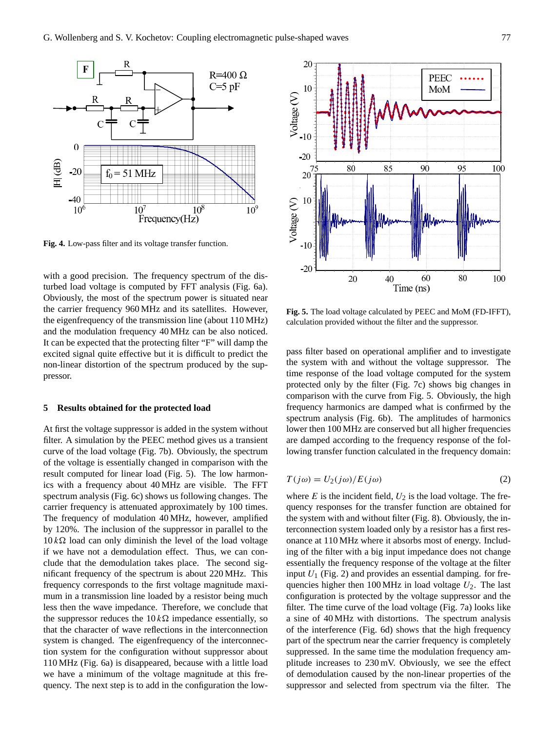**Fig. 4.** Low-pass filter and its voltage transfer function.

with a good precision. The frequency spectrum of the disturbed load voltage is computed by FFT analysis (Fig. 6a). Obviously, the most of the spectrum power is situated near the carrier frequency 960 MHz and its satellites. However, the eigenfrequency of the transmission line (about 110 MHz) and the modulation frequency 40 MHz can be also noticed. It can be expected that the protecting filter "F" will damp the excited signal quite effective but it is difficult to predict the non-linear distortion of the spectrum produced by the suppressor.

## 5 Results obtained for the protected load

At first the voltage suppressor is added in the system without filter. A simulation by the PEEC method gives us a transient curve of the load voltage (Fig. 7b). Obviously, the spectrum of the voltage is essentially changed in comparison with the result computed for linear load (Fig. 5). The low harmonics with a frequency about 40 MHz are visible. The FFT spectrum analysis (Fig. 6c) shows us following changes. The carrier frequency is attenuated approximately by 100 times. The frequency of modulation 40 MHz, however, amplified by 120%. The inclusion of the suppressor in parallel to the $10\,k\Omega$ load can only diminish the level of the load voltage if we have not a demodulation effect. Thus, we can conclude that the demodulation takes place. The second significant frequency of the spectrum is about 220 MHz. This frequency corresponds to the first voltage magnitude maximum in a transmission line loaded by a resistor being much less then the wave impedance. Therefore, we conclude that the suppressor reduces the $10\,k\Omega$ impedance essentially, so that the character of wave reflections in the interconnection system is changed. The eigenfrequency of the interconnection system for the configuration without suppressor about 110 MHz (Fig. 6a) is disappeared, because with a little load we have a minimum of the voltage magnitude at this frequency. The next step is to add in the configuration the low-

**Fig. 5.** The load voltage calculated by PEEC and MoM (FD-IFFT), calculation provided without the filter and the suppressor.

pass filter based on operational amplifier and to investigate the system with and without the voltage suppressor. The time response of the load voltage computed for the system protected only by the filter (Fig. 7c) shows big changes in comparison with the curve from Fig. 5. Obviously, the high frequency harmonics are damped what is confirmed by the spectrum analysis (Fig. 6b). The amplitudes of harmonics lower then 100 MHz are conserved but all higher frequencies are damped according to the frequency response of the following transfer function calculated in the frequency domain:

$$T(j\omega) = U_2(j\omega)/E(j\omega) \tag{2}$$

where $E$ is the incident field, $U_2$ is the load voltage. The frequency responses for the transfer function are obtained for the system with and without filter (Fig. 8). Obviously, the interconnection system loaded only by a resistor has a first resonance at 110 MHz where it absorbs most of energy. Including of the filter with a big input impedance does not change essentially the frequency response of the voltage at the filter input $U_1$ (Fig. 2) and provides an essential damping. for frequencies higher then 100 MHz in load voltage $U_2$. The last configuration is protected by the voltage suppressor and the filter. The time curve of the load voltage (Fig. 7a) looks like a sine of 40 MHz with distortions. The spectrum analysis of the interference (Fig. 6d) shows that the high frequency part of the spectrum near the carrier frequency is completely suppressed. In the same time the modulation frequency amplitude increases to 230 mV. Obviously, we see the effect of demodulation caused by the non-linear properties of the suppressor and selected from spectrum via the filter. The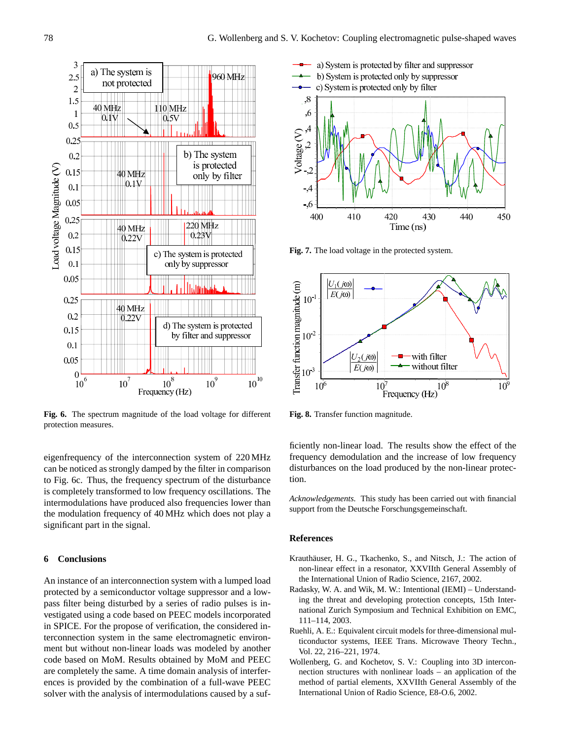a) The system is not protected

960 MHz

40 MHz
0.1V

110 MHz
0.5V

b) The system is protected only by filter

40 MHz
0.1V

40 MHz
0.22V

220 MHz
0.23V

c) The system is protected only by suppressor

40 MHz
0.22V

d) The system is protected by filter and suppressor

Load voltage Magnitude (V)

Frequency (Hz)

**Fig. 6.** The spectrum magnitude of the load voltage for different protection measures.

a) System is protected by filter and suppressor

b) System is protected only by suppressor

c) System is protected only by filter

Voltage (V)

Time (ns)

**Fig. 7.** The load voltage in the protected system.

$\left|\frac{U_1(j\omega)}{E(j\omega)}\right|$

$\left|\frac{U_2(j\omega)}{E(j\omega)}\right|$

with filter

without filter

Transfer function magnitude (m)

Frequency (Hz)

**Fig. 8.** Transfer function magnitude.

eigenfrequency of the interconnection system of 220 MHz can be noticed as strongly damped by the filter in comparison to Fig. 6c. Thus, the frequency spectrum of the disturbance is completely transformed to low frequency oscillations. The intermodulations have produced also frequencies lower than the modulation frequency of 40 MHz which does not play a significant part in the signal.

## 6 Conclusions

An instance of an interconnection system with a lumped load protected by a semiconductor voltage suppressor and a low-pass filter being disturbed by a series of radio pulses is investigated using a code based on PEEC models incorporated in SPICE. For the propose of verification, the considered interconnection system in the same electromagnetic environment but without non-linear loads was modeled by another code based on MoM. Results obtained by MoM and PEEC are completely the same. A time domain analysis of interferences is provided by the combination of a full-wave PEEC solver with the analysis of intermodulations caused by a sufficiently non-linear load. The results show the effect of the frequency demodulation and the increase of low frequency disturbances on the load produced by the non-linear protection.

*Acknowledgements.* This study has been carried out with financial support from the Deutsche Forschungsgemeinschaft.

## References

Krauthäuser, H. G., Tkachenko, S., and Nitsch, J.: The action of non-linear effect in a resonator, XXVIIth General Assembly of the International Union of Radio Science, 2167, 2002.

Radasky, W. A. and Wik, M. W.: Intentional (IEMI) – Understanding the threat and developing protection concepts, 15th International Zurich Symposium and Technical Exhibition on EMC, 111–114, 2003.

Ruehli, A. E.: Equivalent circuit models for three-dimensional multiconductor systems, IEEE Trans. Microwave Theory Techn., Vol. 22, 216–221, 1974.

Wollenberg, G. and Kochetov, S. V.: Coupling into 3D interconnection structures with nonlinear loads – an application of the method of partial elements, XXVIIth General Assembly of the International Union of Radio Science, E8-O.6, 2002.